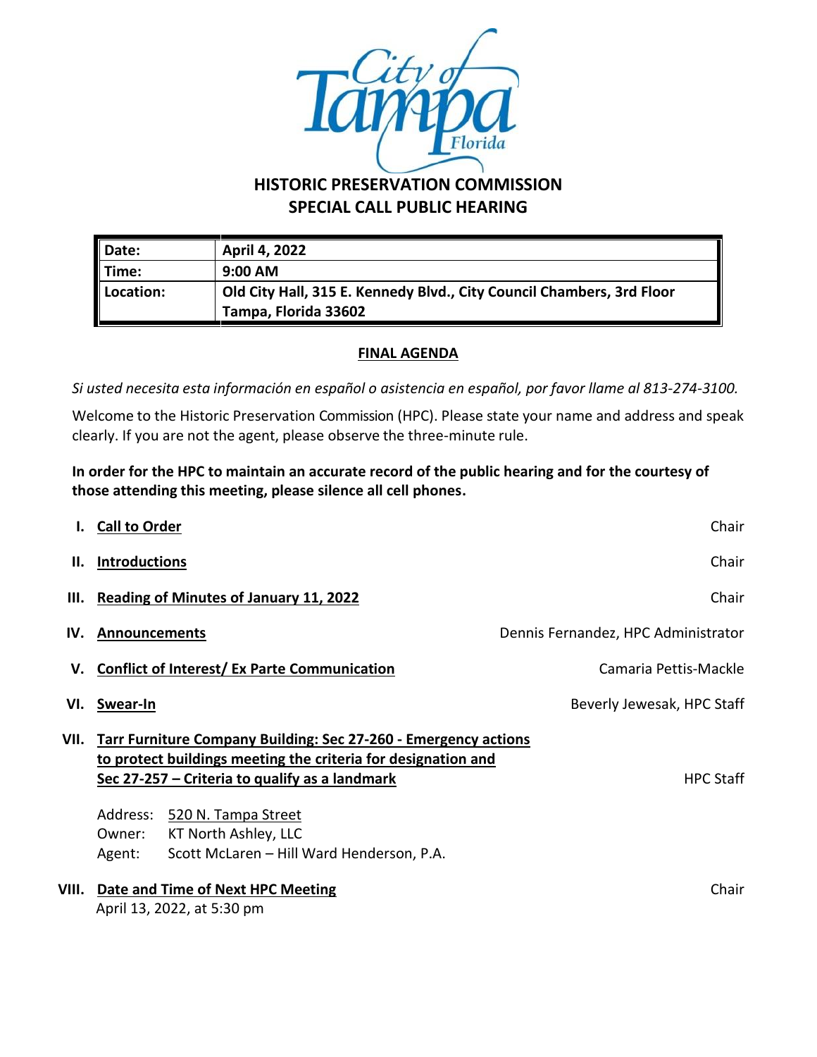# HISTORIC PRESERVATION COMMISSION
## SPECIAL CALL PUBLIC HEARING

| | |
|---|---|
| **Date:** | **April 4, 2022** |
| **Time:** | **9:00 AM** |
| **Location:** | **Old City Hall, 315 E. Kennedy Blvd., City Council Chambers, 3rd Floor Tampa, Florida 33602** |

**FINAL AGENDA**

*Si usted necesita esta información en español o asistencia en español, por favor llame al 813-274-3100.*

Welcome to the Historic Preservation Commission (HPC). Please state your name and address and speak clearly. If you are not the agent, please observe the three-minute rule.

**In order for the HPC to maintain an accurate record of the public hearing and for the courtesy of those attending this meeting, please silence all cell phones.**

**I. Call to Order** — Chair

**II. Introductions** — Chair

**III. Reading of Minutes of January 11, 2022** — Chair

**IV. Announcements** — Dennis Fernandez, HPC Administrator

**V. Conflict of Interest/ Ex Parte Communication** — Camaria Pettis-Mackle

**VI. Swear-In** — Beverly Jewesak, HPC Staff

**VII. Tarr Furniture Company Building: Sec 27-260 - Emergency actions to protect buildings meeting the criteria for designation and Sec 27-257 – Criteria to qualify as a landmark** — HPC Staff

Address: 520 N. Tampa Street
Owner: KT North Ashley, LLC
Agent: Scott McLaren – Hill Ward Henderson, P.A.

**VIII. Date and Time of Next HPC Meeting** — Chair
April 13, 2022, at 5:30 pm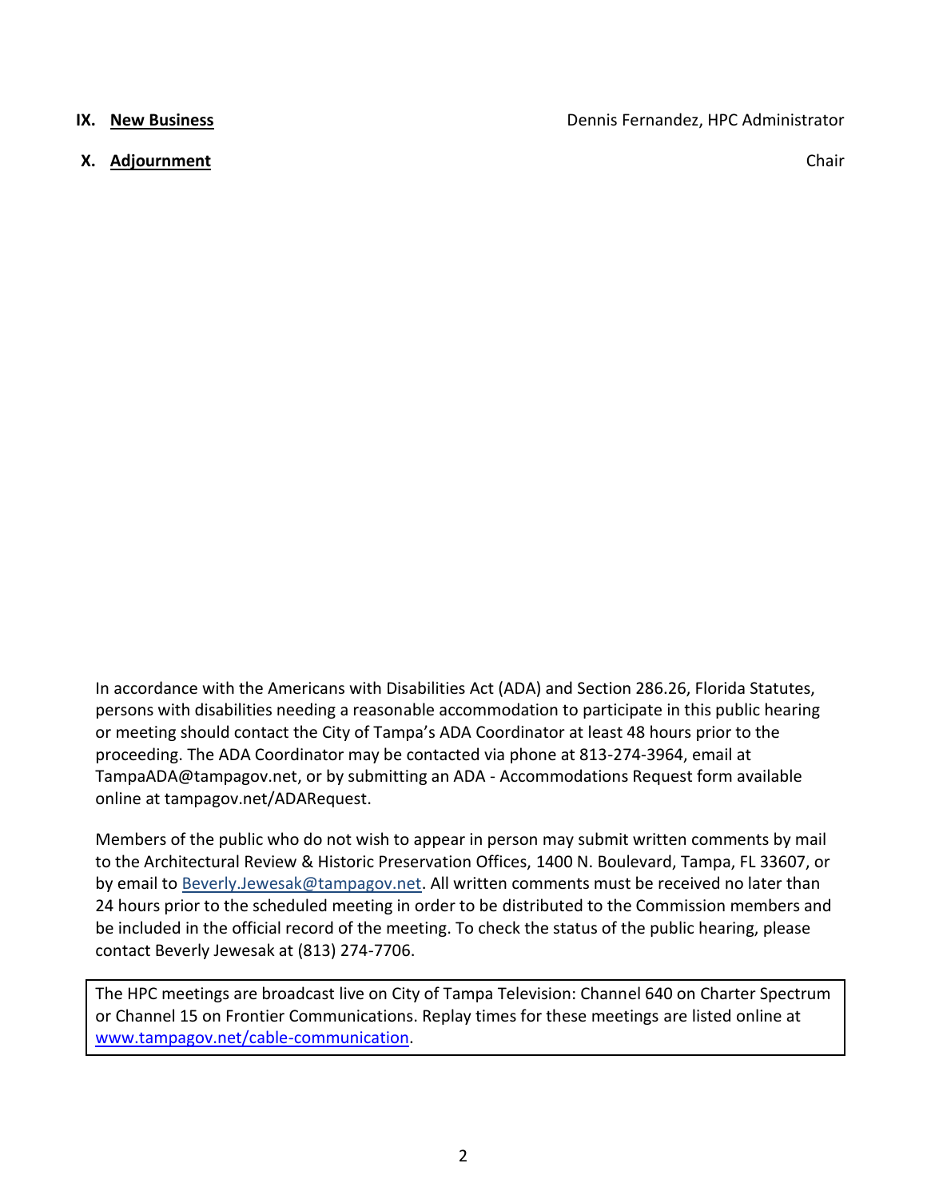**IX. New Business** Dennis Fernandez, HPC Administrator

**X. Adjournment** Chair

In accordance with the Americans with Disabilities Act (ADA) and Section 286.26, Florida Statutes, persons with disabilities needing a reasonable accommodation to participate in this public hearing or meeting should contact the City of Tampa's ADA Coordinator at least 48 hours prior to the proceeding. The ADA Coordinator may be contacted via phone at 813-274-3964, email at TampaADA@tampagov.net, or by submitting an ADA - Accommodations Request form available online at tampagov.net/ADARequest.

Members of the public who do not wish to appear in person may submit written comments by mail to the Architectural Review & Historic Preservation Offices, 1400 N. Boulevard, Tampa, FL 33607, or by email to Beverly.Jewesak@tampagov.net. All written comments must be received no later than 24 hours prior to the scheduled meeting in order to be distributed to the Commission members and be included in the official record of the meeting. To check the status of the public hearing, please contact Beverly Jewesak at (813) 274-7706.

The HPC meetings are broadcast live on City of Tampa Television: Channel 640 on Charter Spectrum or Channel 15 on Frontier Communications. Replay times for these meetings are listed online at www.tampagov.net/cable-communication.